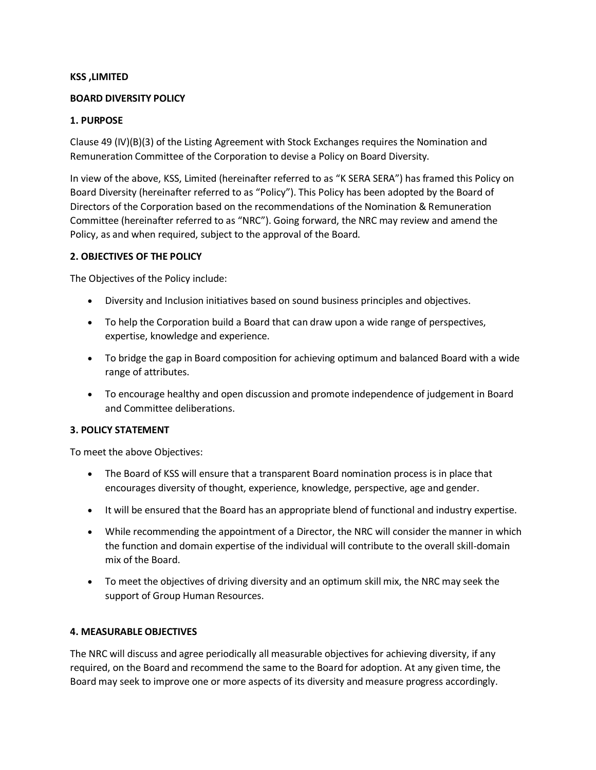**KSS ,LIMITED**

**BOARD DIVERSITY POLICY**

## 1. PURPOSE

Clause 49 (IV)(B)(3) of the Listing Agreement with Stock Exchanges requires the Nomination and Remuneration Committee of the Corporation to devise a Policy on Board Diversity.

In view of the above, KSS, Limited (hereinafter referred to as "K SERA SERA") has framed this Policy on Board Diversity (hereinafter referred to as "Policy"). This Policy has been adopted by the Board of Directors of the Corporation based on the recommendations of the Nomination & Remuneration Committee (hereinafter referred to as "NRC"). Going forward, the NRC may review and amend the Policy, as and when required, subject to the approval of the Board.

## 2. OBJECTIVES OF THE POLICY

The Objectives of the Policy include:

- Diversity and Inclusion initiatives based on sound business principles and objectives.
- To help the Corporation build a Board that can draw upon a wide range of perspectives, expertise, knowledge and experience.
- To bridge the gap in Board composition for achieving optimum and balanced Board with a wide range of attributes.
- To encourage healthy and open discussion and promote independence of judgement in Board and Committee deliberations.

## 3. POLICY STATEMENT

To meet the above Objectives:

- The Board of KSS will ensure that a transparent Board nomination process is in place that encourages diversity of thought, experience, knowledge, perspective, age and gender.
- It will be ensured that the Board has an appropriate blend of functional and industry expertise.
- While recommending the appointment of a Director, the NRC will consider the manner in which the function and domain expertise of the individual will contribute to the overall skill-domain mix of the Board.
- To meet the objectives of driving diversity and an optimum skill mix, the NRC may seek the support of Group Human Resources.

## 4. MEASURABLE OBJECTIVES

The NRC will discuss and agree periodically all measurable objectives for achieving diversity, if any required, on the Board and recommend the same to the Board for adoption. At any given time, the Board may seek to improve one or more aspects of its diversity and measure progress accordingly.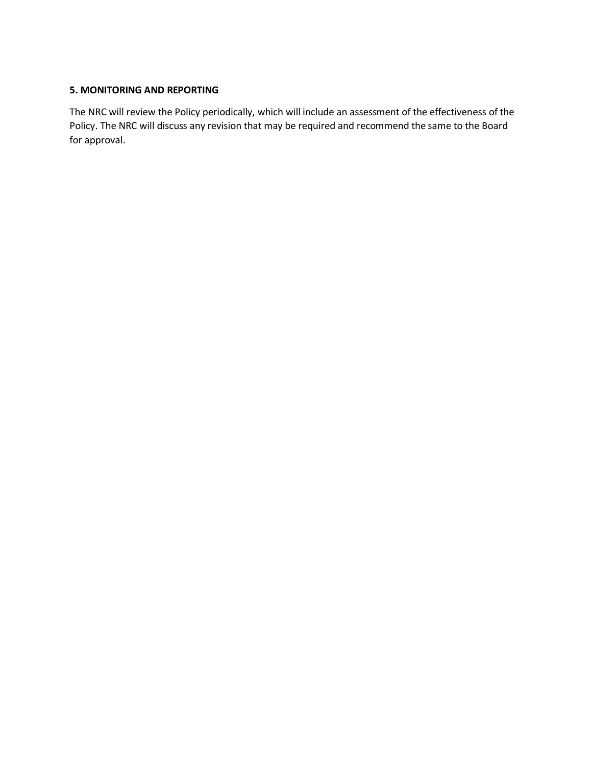### 5. MONITORING AND REPORTING

The NRC will review the Policy periodically, which will include an assessment of the effectiveness of the Policy. The NRC will discuss any revision that may be required and recommend the same to the Board for approval.